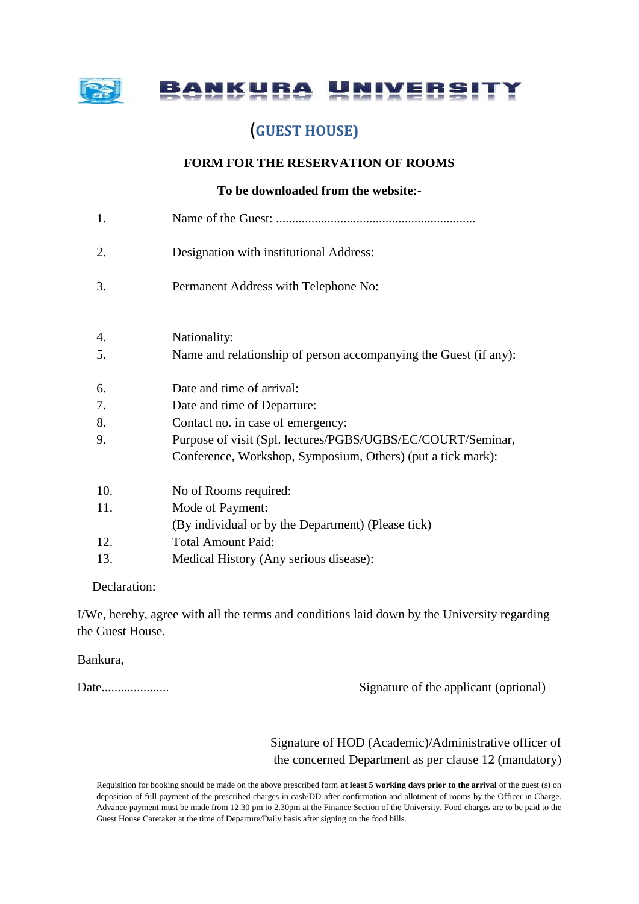# BANKURA UNIVERSITY

## (GUEST HOUSE)

**FORM FOR THE RESERVATION OF ROOMS**

**To be downloaded from the website:-**

1. Name of the Guest: .............................................................
2. Designation with institutional Address:
3. Permanent Address with Telephone No:
4. Nationality:
5. Name and relationship of person accompanying the Guest (if any):
6. Date and time of arrival:
7. Date and time of Departure:
8. Contact no. in case of emergency:
9. Purpose of visit (Spl. lectures/PGBS/UGBS/EC/COURT/Seminar, Conference, Workshop, Symposium, Others) (put a tick mark):
10. No of Rooms required:
11. Mode of Payment:
    (By individual or by the Department) (Please tick)
12. Total Amount Paid:
13. Medical History (Any serious disease):

Declaration:

I/We, hereby, agree with all the terms and conditions laid down by the University regarding the Guest House.

Bankura,

Date.....................                                        Signature of the applicant (optional)

Signature of HOD (Academic)/Administrative officer of the concerned Department as per clause 12 (mandatory)

Requisition for booking should be made on the above prescribed form **at least 5 working days prior to the arrival** of the guest (s) on deposition of full payment of the prescribed charges in cash/DD after confirmation and allotment of rooms by the Officer in Charge. Advance payment must be made from 12.30 pm to 2.30pm at the Finance Section of the University. Food charges are to be paid to the Guest House Caretaker at the time of Departure/Daily basis after signing on the food bills.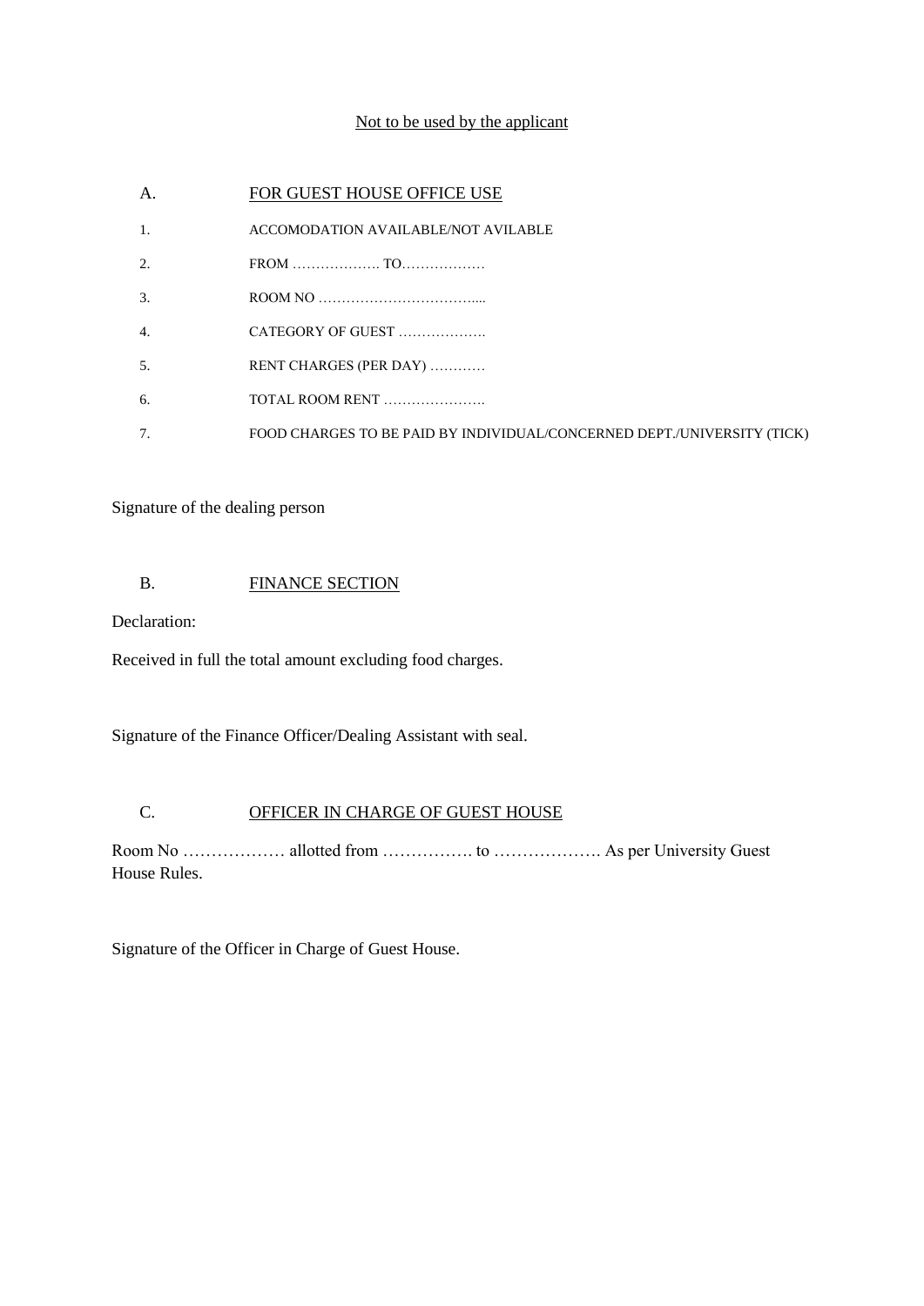Not to be used by the applicant

A. FOR GUEST HOUSE OFFICE USE

1. ACCOMODATION AVAILABLE/NOT AVILABLE
2. FROM ………………. TO………………
3. ROOM NO ……………………………....
4. CATEGORY OF GUEST ……………….
5. RENT CHARGES (PER DAY) …………
6. TOTAL ROOM RENT ………………….
7. FOOD CHARGES TO BE PAID BY INDIVIDUAL/CONCERNED DEPT./UNIVERSITY (TICK)

Signature of the dealing person

B. FINANCE SECTION

Declaration:

Received in full the total amount excluding food charges.

Signature of the Finance Officer/Dealing Assistant with seal.

C. OFFICER IN CHARGE OF GUEST HOUSE

Room No ……………… allotted from ……………. to ………………. As per University Guest House Rules.

Signature of the Officer in Charge of Guest House.